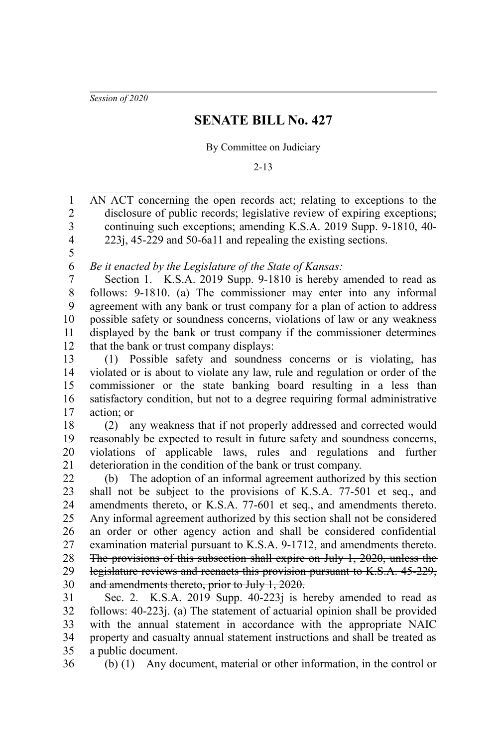*Session of 2020*

# SENATE BILL No. 427

By Committee on Judiciary

2-13

AN ACT concerning the open records act; relating to exceptions to the disclosure of public records; legislative review of expiring exceptions; continuing such exceptions; amending K.S.A. 2019 Supp. 9-1810, 40-223j, 45-229 and 50-6a11 and repealing the existing sections.

*Be it enacted by the Legislature of the State of Kansas:*

Section 1. K.S.A. 2019 Supp. 9-1810 is hereby amended to read as follows: 9-1810. (a) The commissioner may enter into any informal agreement with any bank or trust company for a plan of action to address possible safety or soundness concerns, violations of law or any weakness displayed by the bank or trust company if the commissioner determines that the bank or trust company displays:

(1) Possible safety and soundness concerns or is violating, has violated or is about to violate any law, rule and regulation or order of the commissioner or the state banking board resulting in a less than satisfactory condition, but not to a degree requiring formal administrative action; or

(2) any weakness that if not properly addressed and corrected would reasonably be expected to result in future safety and soundness concerns, violations of applicable laws, rules and regulations and further deterioration in the condition of the bank or trust company.

(b) The adoption of an informal agreement authorized by this section shall not be subject to the provisions of K.S.A. 77-501 et seq., and amendments thereto, or K.S.A. 77-601 et seq., and amendments thereto. Any informal agreement authorized by this section shall not be considered an order or other agency action and shall be considered confidential examination material pursuant to K.S.A. 9-1712, and amendments thereto. ~~The provisions of this subsection shall expire on July 1, 2020, unless the legislature reviews and reenacts this provision pursuant to K.S.A. 45-229, and amendments thereto, prior to July 1, 2020.~~

Sec. 2. K.S.A. 2019 Supp. 40-223j is hereby amended to read as follows: 40-223j. (a) The statement of actuarial opinion shall be provided with the annual statement in accordance with the appropriate NAIC property and casualty annual statement instructions and shall be treated as a public document.

(b) (1) Any document, material or other information, in the control or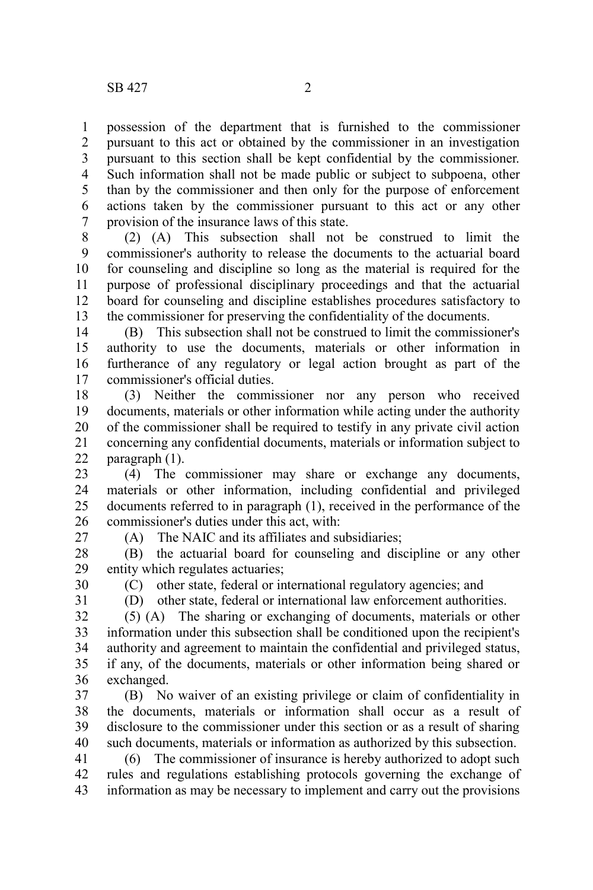possession of the department that is furnished to the commissioner pursuant to this act or obtained by the commissioner in an investigation pursuant to this section shall be kept confidential by the commissioner. Such information shall not be made public or subject to subpoena, other than by the commissioner and then only for the purpose of enforcement actions taken by the commissioner pursuant to this act or any other provision of the insurance laws of this state.

(2) (A) This subsection shall not be construed to limit the commissioner's authority to release the documents to the actuarial board for counseling and discipline so long as the material is required for the purpose of professional disciplinary proceedings and that the actuarial board for counseling and discipline establishes procedures satisfactory to the commissioner for preserving the confidentiality of the documents.

(B) This subsection shall not be construed to limit the commissioner's authority to use the documents, materials or other information in furtherance of any regulatory or legal action brought as part of the commissioner's official duties.

(3) Neither the commissioner nor any person who received documents, materials or other information while acting under the authority of the commissioner shall be required to testify in any private civil action concerning any confidential documents, materials or information subject to paragraph (1).

(4) The commissioner may share or exchange any documents, materials or other information, including confidential and privileged documents referred to in paragraph (1), received in the performance of the commissioner's duties under this act, with:

(A) The NAIC and its affiliates and subsidiaries;

(B) the actuarial board for counseling and discipline or any other entity which regulates actuaries;

(C) other state, federal or international regulatory agencies; and

(D) other state, federal or international law enforcement authorities.

(5) (A) The sharing or exchanging of documents, materials or other information under this subsection shall be conditioned upon the recipient's authority and agreement to maintain the confidential and privileged status, if any, of the documents, materials or other information being shared or exchanged.

(B) No waiver of an existing privilege or claim of confidentiality in the documents, materials or information shall occur as a result of disclosure to the commissioner under this section or as a result of sharing such documents, materials or information as authorized by this subsection.

(6) The commissioner of insurance is hereby authorized to adopt such rules and regulations establishing protocols governing the exchange of information as may be necessary to implement and carry out the provisions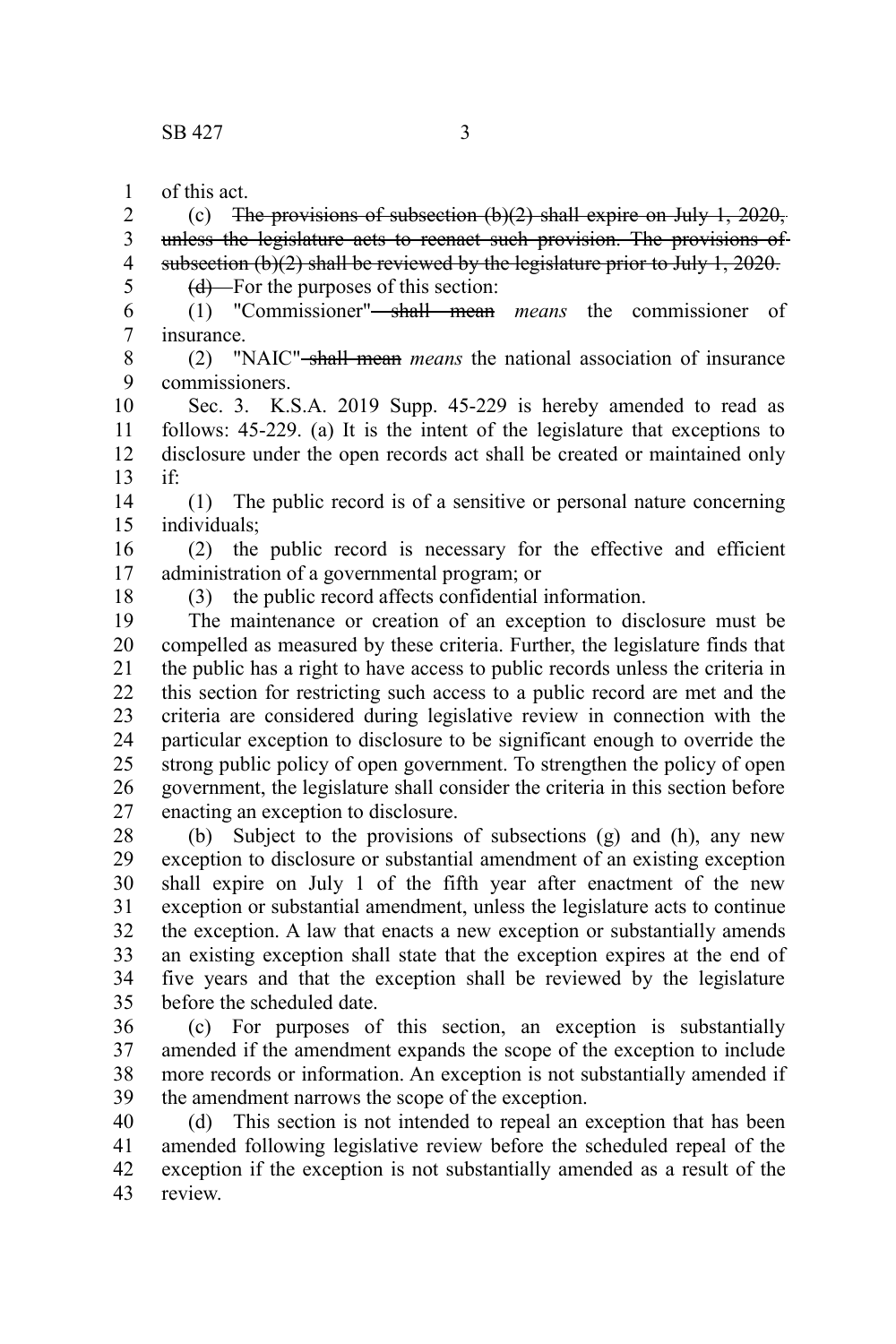of this act.

(c) ~~The provisions of subsection (b)(2) shall expire on July 1, 2020, unless the legislature acts to reenact such provision. The provisions of subsection (b)(2) shall be reviewed by the legislature prior to July 1, 2020.~~

~~(d)~~ For the purposes of this section:

(1) "Commissioner" ~~shall mean~~ *means* the commissioner of insurance.

(2) "NAIC" ~~shall mean~~ *means* the national association of insurance commissioners.

Sec. 3. K.S.A. 2019 Supp. 45-229 is hereby amended to read as follows: 45-229. (a) It is the intent of the legislature that exceptions to disclosure under the open records act shall be created or maintained only if:

(1) The public record is of a sensitive or personal nature concerning individuals;

(2) the public record is necessary for the effective and efficient administration of a governmental program; or

(3) the public record affects confidential information.

The maintenance or creation of an exception to disclosure must be compelled as measured by these criteria. Further, the legislature finds that the public has a right to have access to public records unless the criteria in this section for restricting such access to a public record are met and the criteria are considered during legislative review in connection with the particular exception to disclosure to be significant enough to override the strong public policy of open government. To strengthen the policy of open government, the legislature shall consider the criteria in this section before enacting an exception to disclosure.

(b) Subject to the provisions of subsections (g) and (h), any new exception to disclosure or substantial amendment of an existing exception shall expire on July 1 of the fifth year after enactment of the new exception or substantial amendment, unless the legislature acts to continue the exception. A law that enacts a new exception or substantially amends an existing exception shall state that the exception expires at the end of five years and that the exception shall be reviewed by the legislature before the scheduled date.

(c) For purposes of this section, an exception is substantially amended if the amendment expands the scope of the exception to include more records or information. An exception is not substantially amended if the amendment narrows the scope of the exception.

(d) This section is not intended to repeal an exception that has been amended following legislative review before the scheduled repeal of the exception if the exception is not substantially amended as a result of the review.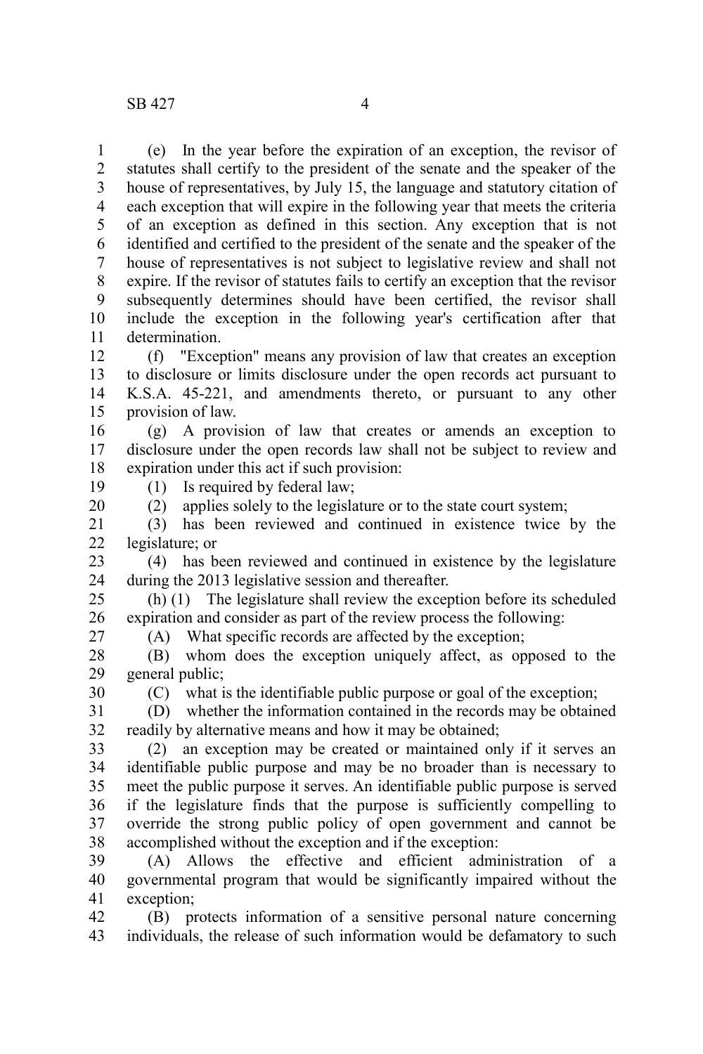(e) In the year before the expiration of an exception, the revisor of statutes shall certify to the president of the senate and the speaker of the house of representatives, by July 15, the language and statutory citation of each exception that will expire in the following year that meets the criteria of an exception as defined in this section. Any exception that is not identified and certified to the president of the senate and the speaker of the house of representatives is not subject to legislative review and shall not expire. If the revisor of statutes fails to certify an exception that the revisor subsequently determines should have been certified, the revisor shall include the exception in the following year's certification after that determination.

(f) "Exception" means any provision of law that creates an exception to disclosure or limits disclosure under the open records act pursuant to K.S.A. 45-221, and amendments thereto, or pursuant to any other provision of law.

(g) A provision of law that creates or amends an exception to disclosure under the open records law shall not be subject to review and expiration under this act if such provision:

(1) Is required by federal law;

(2) applies solely to the legislature or to the state court system;

(3) has been reviewed and continued in existence twice by the legislature; or

(4) has been reviewed and continued in existence by the legislature during the 2013 legislative session and thereafter.

(h) (1) The legislature shall review the exception before its scheduled expiration and consider as part of the review process the following:

(A) What specific records are affected by the exception;

(B) whom does the exception uniquely affect, as opposed to the general public;

(C) what is the identifiable public purpose or goal of the exception;

(D) whether the information contained in the records may be obtained readily by alternative means and how it may be obtained;

(2) an exception may be created or maintained only if it serves an identifiable public purpose and may be no broader than is necessary to meet the public purpose it serves. An identifiable public purpose is served if the legislature finds that the purpose is sufficiently compelling to override the strong public policy of open government and cannot be accomplished without the exception and if the exception:

(A) Allows the effective and efficient administration of a governmental program that would be significantly impaired without the exception;

(B) protects information of a sensitive personal nature concerning individuals, the release of such information would be defamatory to such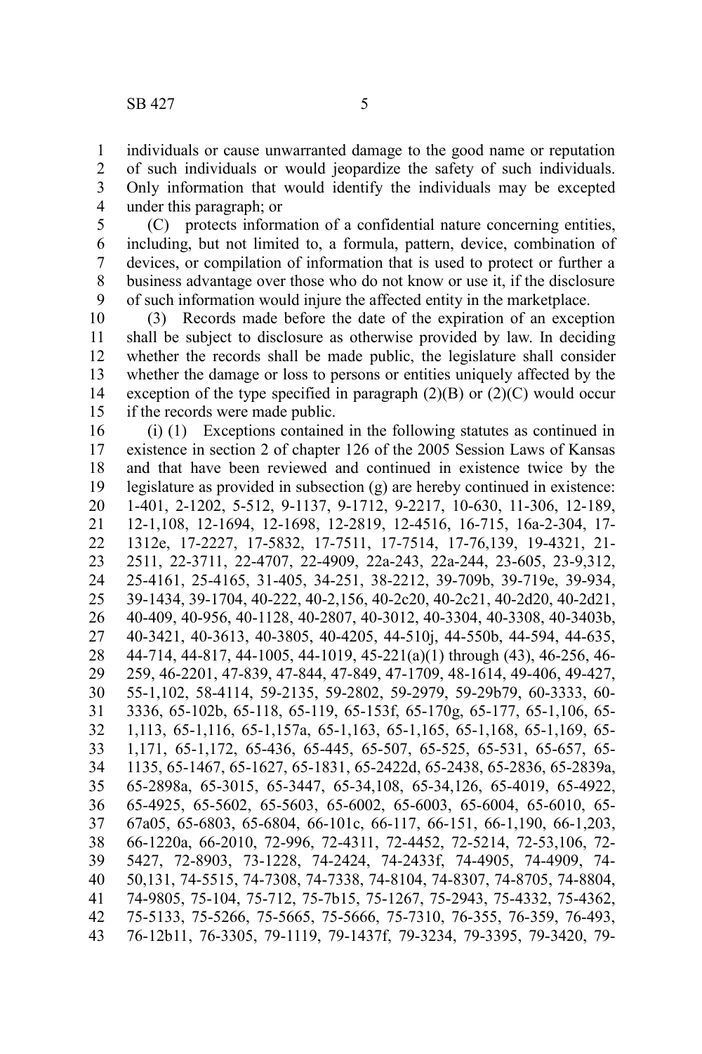individuals or cause unwarranted damage to the good name or reputation of such individuals or would jeopardize the safety of such individuals. Only information that would identify the individuals may be excepted under this paragraph; or

(C) protects information of a confidential nature concerning entities, including, but not limited to, a formula, pattern, device, combination of devices, or compilation of information that is used to protect or further a business advantage over those who do not know or use it, if the disclosure of such information would injure the affected entity in the marketplace.

(3) Records made before the date of the expiration of an exception shall be subject to disclosure as otherwise provided by law. In deciding whether the records shall be made public, the legislature shall consider whether the damage or loss to persons or entities uniquely affected by the exception of the type specified in paragraph (2)(B) or (2)(C) would occur if the records were made public.

(i) (1) Exceptions contained in the following statutes as continued in existence in section 2 of chapter 126 of the 2005 Session Laws of Kansas and that have been reviewed and continued in existence twice by the legislature as provided in subsection (g) are hereby continued in existence: 1-401, 2-1202, 5-512, 9-1137, 9-1712, 9-2217, 10-630, 11-306, 12-189, 12-1,108, 12-1694, 12-1698, 12-2819, 12-4516, 16-715, 16a-2-304, 17-1312e, 17-2227, 17-5832, 17-7511, 17-7514, 17-76,139, 19-4321, 21-2511, 22-3711, 22-4707, 22-4909, 22a-243, 22a-244, 23-605, 23-9,312, 25-4161, 25-4165, 31-405, 34-251, 38-2212, 39-709b, 39-719e, 39-934, 39-1434, 39-1704, 40-222, 40-2,156, 40-2c20, 40-2c21, 40-2d20, 40-2d21, 40-409, 40-956, 40-1128, 40-2807, 40-3012, 40-3304, 40-3308, 40-3403b, 40-3421, 40-3613, 40-3805, 40-4205, 44-510j, 44-550b, 44-594, 44-635, 44-714, 44-817, 44-1005, 44-1019, 45-221(a)(1) through (43), 46-256, 46-259, 46-2201, 47-839, 47-844, 47-849, 47-1709, 48-1614, 49-406, 49-427, 55-1,102, 58-4114, 59-2135, 59-2802, 59-2979, 59-29b79, 60-3333, 60-3336, 65-102b, 65-118, 65-119, 65-153f, 65-170g, 65-177, 65-1,106, 65-1,113, 65-1,116, 65-1,157a, 65-1,163, 65-1,165, 65-1,168, 65-1,169, 65-1,171, 65-1,172, 65-436, 65-445, 65-507, 65-525, 65-531, 65-657, 65-1135, 65-1467, 65-1627, 65-1831, 65-2422d, 65-2438, 65-2836, 65-2839a, 65-2898a, 65-3015, 65-3447, 65-34,108, 65-34,126, 65-4019, 65-4922, 65-4925, 65-5602, 65-5603, 65-6002, 65-6003, 65-6004, 65-6010, 65-67a05, 65-6803, 65-6804, 66-101c, 66-117, 66-151, 66-1,190, 66-1,203, 66-1220a, 66-2010, 72-996, 72-4311, 72-4452, 72-5214, 72-53,106, 72-5427, 72-8903, 73-1228, 74-2424, 74-2433f, 74-4905, 74-4909, 74-50,131, 74-5515, 74-7308, 74-7338, 74-8104, 74-8307, 74-8705, 74-8804, 74-9805, 75-104, 75-712, 75-7b15, 75-1267, 75-2943, 75-4332, 75-4362, 75-5133, 75-5266, 75-5665, 75-5666, 75-7310, 76-355, 76-359, 76-493, 76-12b11, 76-3305, 79-1119, 79-1437f, 79-3234, 79-3395, 79-3420, 79-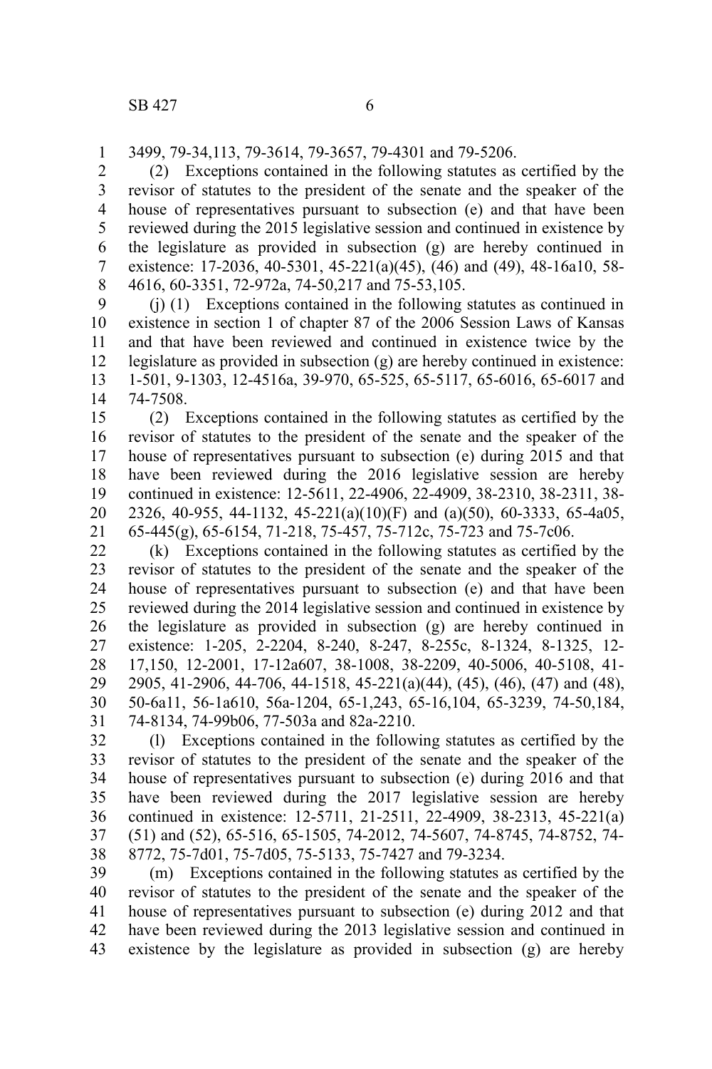3499, 79-34,113, 79-3614, 79-3657, 79-4301 and 79-5206.

(2) Exceptions contained in the following statutes as certified by the revisor of statutes to the president of the senate and the speaker of the house of representatives pursuant to subsection (e) and that have been reviewed during the 2015 legislative session and continued in existence by the legislature as provided in subsection (g) are hereby continued in existence: 17-2036, 40-5301, 45-221(a)(45), (46) and (49), 48-16a10, 58-4616, 60-3351, 72-972a, 74-50,217 and 75-53,105.

(j) (1) Exceptions contained in the following statutes as continued in existence in section 1 of chapter 87 of the 2006 Session Laws of Kansas and that have been reviewed and continued in existence twice by the legislature as provided in subsection (g) are hereby continued in existence: 1-501, 9-1303, 12-4516a, 39-970, 65-525, 65-5117, 65-6016, 65-6017 and 74-7508.

(2) Exceptions contained in the following statutes as certified by the revisor of statutes to the president of the senate and the speaker of the house of representatives pursuant to subsection (e) during 2015 and that have been reviewed during the 2016 legislative session are hereby continued in existence: 12-5611, 22-4906, 22-4909, 38-2310, 38-2311, 38-2326, 40-955, 44-1132, 45-221(a)(10)(F) and (a)(50), 60-3333, 65-4a05, 65-445(g), 65-6154, 71-218, 75-457, 75-712c, 75-723 and 75-7c06.

(k) Exceptions contained in the following statutes as certified by the revisor of statutes to the president of the senate and the speaker of the house of representatives pursuant to subsection (e) and that have been reviewed during the 2014 legislative session and continued in existence by the legislature as provided in subsection (g) are hereby continued in existence: 1-205, 2-2204, 8-240, 8-247, 8-255c, 8-1324, 8-1325, 12-17,150, 12-2001, 17-12a607, 38-1008, 38-2209, 40-5006, 40-5108, 41-2905, 41-2906, 44-706, 44-1518, 45-221(a)(44), (45), (46), (47) and (48), 50-6a11, 56-1a610, 56a-1204, 65-1,243, 65-16,104, 65-3239, 74-50,184, 74-8134, 74-99b06, 77-503a and 82a-2210.

(l) Exceptions contained in the following statutes as certified by the revisor of statutes to the president of the senate and the speaker of the house of representatives pursuant to subsection (e) during 2016 and that have been reviewed during the 2017 legislative session are hereby continued in existence: 12-5711, 21-2511, 22-4909, 38-2313, 45-221(a)(51) and (52), 65-516, 65-1505, 74-2012, 74-5607, 74-8745, 74-8752, 74-8772, 75-7d01, 75-7d05, 75-5133, 75-7427 and 79-3234.

(m) Exceptions contained in the following statutes as certified by the revisor of statutes to the president of the senate and the speaker of the house of representatives pursuant to subsection (e) during 2012 and that have been reviewed during the 2013 legislative session and continued in existence by the legislature as provided in subsection (g) are hereby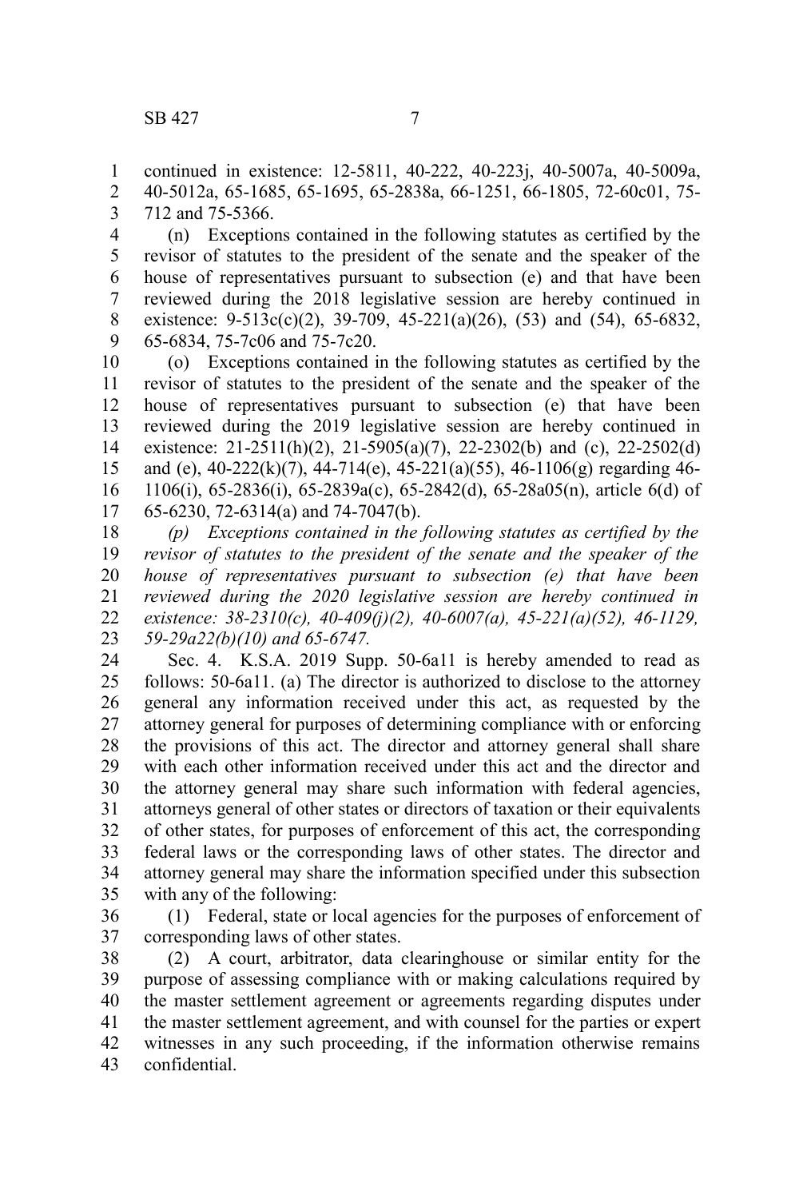continued in existence: 12-5811, 40-222, 40-223j, 40-5007a, 40-5009a, 40-5012a, 65-1685, 65-1695, 65-2838a, 66-1251, 66-1805, 72-60c01, 75-712 and 75-5366.

(n) Exceptions contained in the following statutes as certified by the revisor of statutes to the president of the senate and the speaker of the house of representatives pursuant to subsection (e) and that have been reviewed during the 2018 legislative session are hereby continued in existence: 9-513c(c)(2), 39-709, 45-221(a)(26), (53) and (54), 65-6832, 65-6834, 75-7c06 and 75-7c20.

(o) Exceptions contained in the following statutes as certified by the revisor of statutes to the president of the senate and the speaker of the house of representatives pursuant to subsection (e) that have been reviewed during the 2019 legislative session are hereby continued in existence: 21-2511(h)(2), 21-5905(a)(7), 22-2302(b) and (c), 22-2502(d) and (e), 40-222(k)(7), 44-714(e), 45-221(a)(55), 46-1106(g) regarding 46-1106(i), 65-2836(i), 65-2839a(c), 65-2842(d), 65-28a05(n), article 6(d) of 65-6230, 72-6314(a) and 74-7047(b).

*(p) Exceptions contained in the following statutes as certified by the revisor of statutes to the president of the senate and the speaker of the house of representatives pursuant to subsection (e) that have been reviewed during the 2020 legislative session are hereby continued in existence: 38-2310(c), 40-409(j)(2), 40-6007(a), 45-221(a)(52), 46-1129, 59-29a22(b)(10) and 65-6747.*

Sec. 4. K.S.A. 2019 Supp. 50-6a11 is hereby amended to read as follows: 50-6a11. (a) The director is authorized to disclose to the attorney general any information received under this act, as requested by the attorney general for purposes of determining compliance with or enforcing the provisions of this act. The director and attorney general shall share with each other information received under this act and the director and the attorney general may share such information with federal agencies, attorneys general of other states or directors of taxation or their equivalents of other states, for purposes of enforcement of this act, the corresponding federal laws or the corresponding laws of other states. The director and attorney general may share the information specified under this subsection with any of the following:

(1) Federal, state or local agencies for the purposes of enforcement of corresponding laws of other states.

(2) A court, arbitrator, data clearinghouse or similar entity for the purpose of assessing compliance with or making calculations required by the master settlement agreement or agreements regarding disputes under the master settlement agreement, and with counsel for the parties or expert witnesses in any such proceeding, if the information otherwise remains confidential.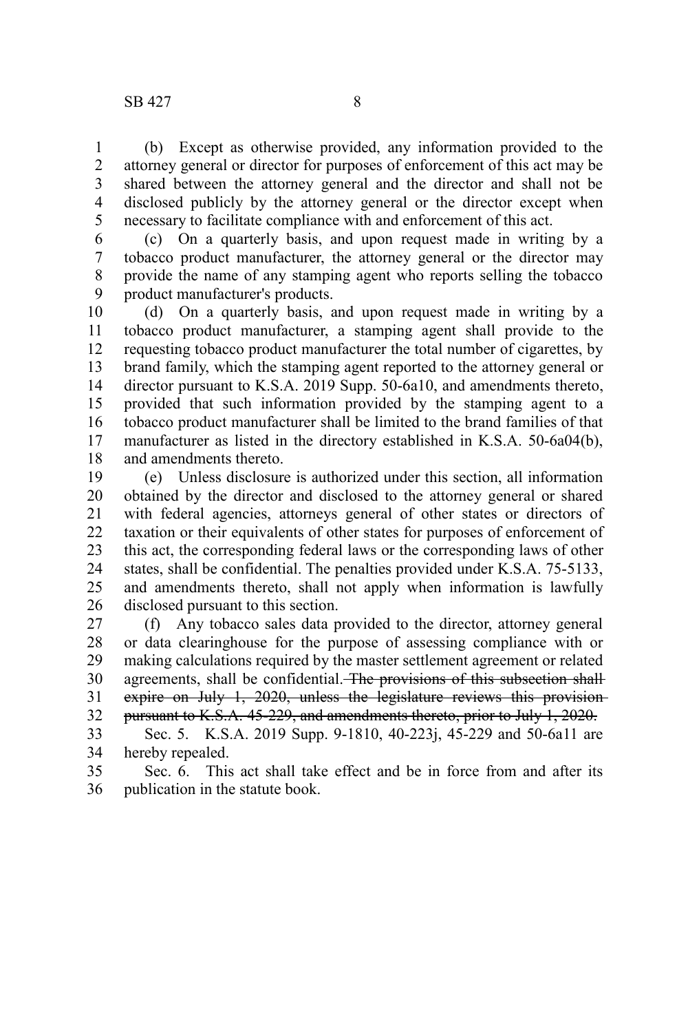(b) Except as otherwise provided, any information provided to the attorney general or director for purposes of enforcement of this act may be shared between the attorney general and the director and shall not be disclosed publicly by the attorney general or the director except when necessary to facilitate compliance with and enforcement of this act.

(c) On a quarterly basis, and upon request made in writing by a tobacco product manufacturer, the attorney general or the director may provide the name of any stamping agent who reports selling the tobacco product manufacturer's products.

(d) On a quarterly basis, and upon request made in writing by a tobacco product manufacturer, a stamping agent shall provide to the requesting tobacco product manufacturer the total number of cigarettes, by brand family, which the stamping agent reported to the attorney general or director pursuant to K.S.A. 2019 Supp. 50-6a10, and amendments thereto, provided that such information provided by the stamping agent to a tobacco product manufacturer shall be limited to the brand families of that manufacturer as listed in the directory established in K.S.A. 50-6a04(b), and amendments thereto.

(e) Unless disclosure is authorized under this section, all information obtained by the director and disclosed to the attorney general or shared with federal agencies, attorneys general of other states or directors of taxation or their equivalents of other states for purposes of enforcement of this act, the corresponding federal laws or the corresponding laws of other states, shall be confidential. The penalties provided under K.S.A. 75-5133, and amendments thereto, shall not apply when information is lawfully disclosed pursuant to this section.

(f) Any tobacco sales data provided to the director, attorney general or data clearinghouse for the purpose of assessing compliance with or making calculations required by the master settlement agreement or related agreements, shall be confidential. ~~The provisions of this subsection shall expire on July 1, 2020, unless the legislature reviews this provision pursuant to K.S.A. 45-229, and amendments thereto, prior to July 1, 2020.~~

Sec. 5. K.S.A. 2019 Supp. 9-1810, 40-223j, 45-229 and 50-6a11 are hereby repealed.

Sec. 6. This act shall take effect and be in force from and after its publication in the statute book.